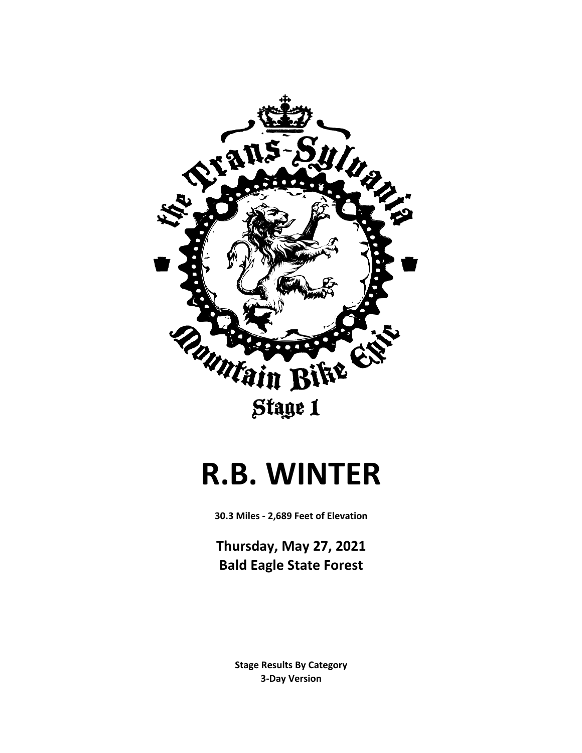the Trans-Sylvania Mountain Bike Epic

Stage 1

# R.B. WINTER

**30.3 Miles - 2,689 Feet of Elevation**

## Thursday, May 27, 2021
## Bald Eagle State Forest

**Stage Results By Category**
**3-Day Version**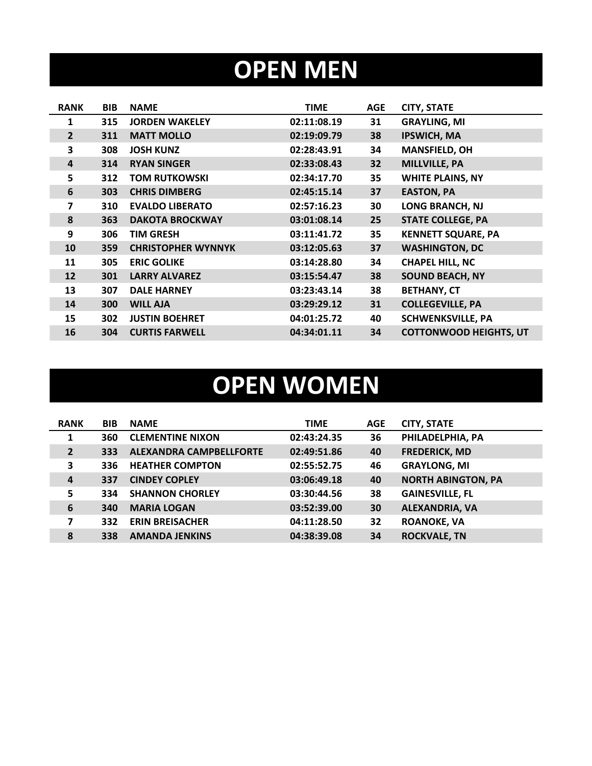# OPEN MEN

| RANK | BIB | NAME | TIME | AGE | CITY, STATE |
|---|---|---|---|---|---|
| 1 | 315 | JORDEN WAKELEY | 02:11:08.19 | 31 | GRAYLING, MI |
| 2 | 311 | MATT MOLLO | 02:19:09.79 | 38 | IPSWICH, MA |
| 3 | 308 | JOSH KUNZ | 02:28:43.91 | 34 | MANSFIELD, OH |
| 4 | 314 | RYAN SINGER | 02:33:08.43 | 32 | MILLVILLE, PA |
| 5 | 312 | TOM RUTKOWSKI | 02:34:17.70 | 35 | WHITE PLAINS, NY |
| 6 | 303 | CHRIS DIMBERG | 02:45:15.14 | 37 | EASTON, PA |
| 7 | 310 | EVALDO LIBERATO | 02:57:16.23 | 30 | LONG BRANCH, NJ |
| 8 | 363 | DAKOTA BROCKWAY | 03:01:08.14 | 25 | STATE COLLEGE, PA |
| 9 | 306 | TIM GRESH | 03:11:41.72 | 35 | KENNETT SQUARE, PA |
| 10 | 359 | CHRISTOPHER WYNNYK | 03:12:05.63 | 37 | WASHINGTON, DC |
| 11 | 305 | ERIC GOLIKE | 03:14:28.80 | 34 | CHAPEL HILL, NC |
| 12 | 301 | LARRY ALVAREZ | 03:15:54.47 | 38 | SOUND BEACH, NY |
| 13 | 307 | DALE HARNEY | 03:23:43.14 | 38 | BETHANY, CT |
| 14 | 300 | WILL AJA | 03:29:29.12 | 31 | COLLEGEVILLE, PA |
| 15 | 302 | JUSTIN BOEHRET | 04:01:25.72 | 40 | SCHWENKSVILLE, PA |
| 16 | 304 | CURTIS FARWELL | 04:34:01.11 | 34 | COTTONWOOD HEIGHTS, UT |

# OPEN WOMEN

| RANK | BIB | NAME | TIME | AGE | CITY, STATE |
|---|---|---|---|---|---|
| 1 | 360 | CLEMENTINE NIXON | 02:43:24.35 | 36 | PHILADELPHIA, PA |
| 2 | 333 | ALEXANDRA CAMPBELLFORTE | 02:49:51.86 | 40 | FREDERICK, MD |
| 3 | 336 | HEATHER COMPTON | 02:55:52.75 | 46 | GRAYLONG, MI |
| 4 | 337 | CINDEY COPLEY | 03:06:49.18 | 40 | NORTH ABINGTON, PA |
| 5 | 334 | SHANNON CHORLEY | 03:30:44.56 | 38 | GAINESVILLE, FL |
| 6 | 340 | MARIA LOGAN | 03:52:39.00 | 30 | ALEXANDRIA, VA |
| 7 | 332 | ERIN BREISACHER | 04:11:28.50 | 32 | ROANOKE, VA |
| 8 | 338 | AMANDA JENKINS | 04:38:39.08 | 34 | ROCKVALE, TN |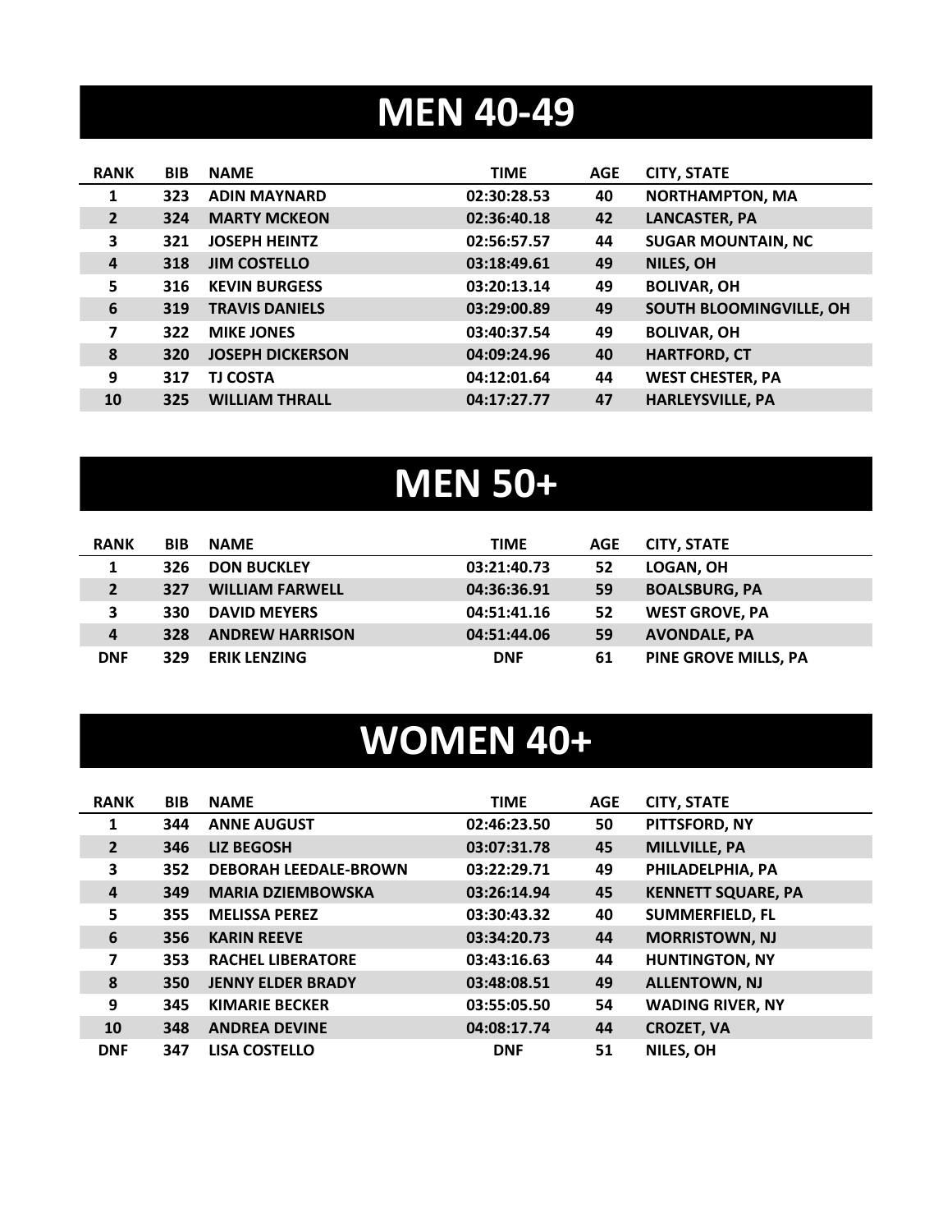# MEN 40-49

| RANK | BIB | NAME | TIME | AGE | CITY, STATE |
|---|---|---|---|---|---|
| 1 | 323 | ADIN MAYNARD | 02:30:28.53 | 40 | NORTHAMPTON, MA |
| 2 | 324 | MARTY MCKEON | 02:36:40.18 | 42 | LANCASTER, PA |
| 3 | 321 | JOSEPH HEINTZ | 02:56:57.57 | 44 | SUGAR MOUNTAIN, NC |
| 4 | 318 | JIM COSTELLO | 03:18:49.61 | 49 | NILES, OH |
| 5 | 316 | KEVIN BURGESS | 03:20:13.14 | 49 | BOLIVAR, OH |
| 6 | 319 | TRAVIS DANIELS | 03:29:00.89 | 49 | SOUTH BLOOMINGVILLE, OH |
| 7 | 322 | MIKE JONES | 03:40:37.54 | 49 | BOLIVAR, OH |
| 8 | 320 | JOSEPH DICKERSON | 04:09:24.96 | 40 | HARTFORD, CT |
| 9 | 317 | TJ COSTA | 04:12:01.64 | 44 | WEST CHESTER, PA |
| 10 | 325 | WILLIAM THRALL | 04:17:27.77 | 47 | HARLEYSVILLE, PA |

# MEN 50+

| RANK | BIB | NAME | TIME | AGE | CITY, STATE |
|---|---|---|---|---|---|
| 1 | 326 | DON BUCKLEY | 03:21:40.73 | 52 | LOGAN, OH |
| 2 | 327 | WILLIAM FARWELL | 04:36:36.91 | 59 | BOALSBURG, PA |
| 3 | 330 | DAVID MEYERS | 04:51:41.16 | 52 | WEST GROVE, PA |
| 4 | 328 | ANDREW HARRISON | 04:51:44.06 | 59 | AVONDALE, PA |
| DNF | 329 | ERIK LENZING | DNF | 61 | PINE GROVE MILLS, PA |

# WOMEN 40+

| RANK | BIB | NAME | TIME | AGE | CITY, STATE |
|---|---|---|---|---|---|
| 1 | 344 | ANNE AUGUST | 02:46:23.50 | 50 | PITTSFORD, NY |
| 2 | 346 | LIZ BEGOSH | 03:07:31.78 | 45 | MILLVILLE, PA |
| 3 | 352 | DEBORAH LEEDALE-BROWN | 03:22:29.71 | 49 | PHILADELPHIA, PA |
| 4 | 349 | MARIA DZIEMBOWSKA | 03:26:14.94 | 45 | KENNETT SQUARE, PA |
| 5 | 355 | MELISSA PEREZ | 03:30:43.32 | 40 | SUMMERFIELD, FL |
| 6 | 356 | KARIN REEVE | 03:34:20.73 | 44 | MORRISTOWN, NJ |
| 7 | 353 | RACHEL LIBERATORE | 03:43:16.63 | 44 | HUNTINGTON, NY |
| 8 | 350 | JENNY ELDER BRADY | 03:48:08.51 | 49 | ALLENTOWN, NJ |
| 9 | 345 | KIMARIE BECKER | 03:55:05.50 | 54 | WADING RIVER, NY |
| 10 | 348 | ANDREA DEVINE | 04:08:17.74 | 44 | CROZET, VA |
| DNF | 347 | LISA COSTELLO | DNF | 51 | NILES, OH |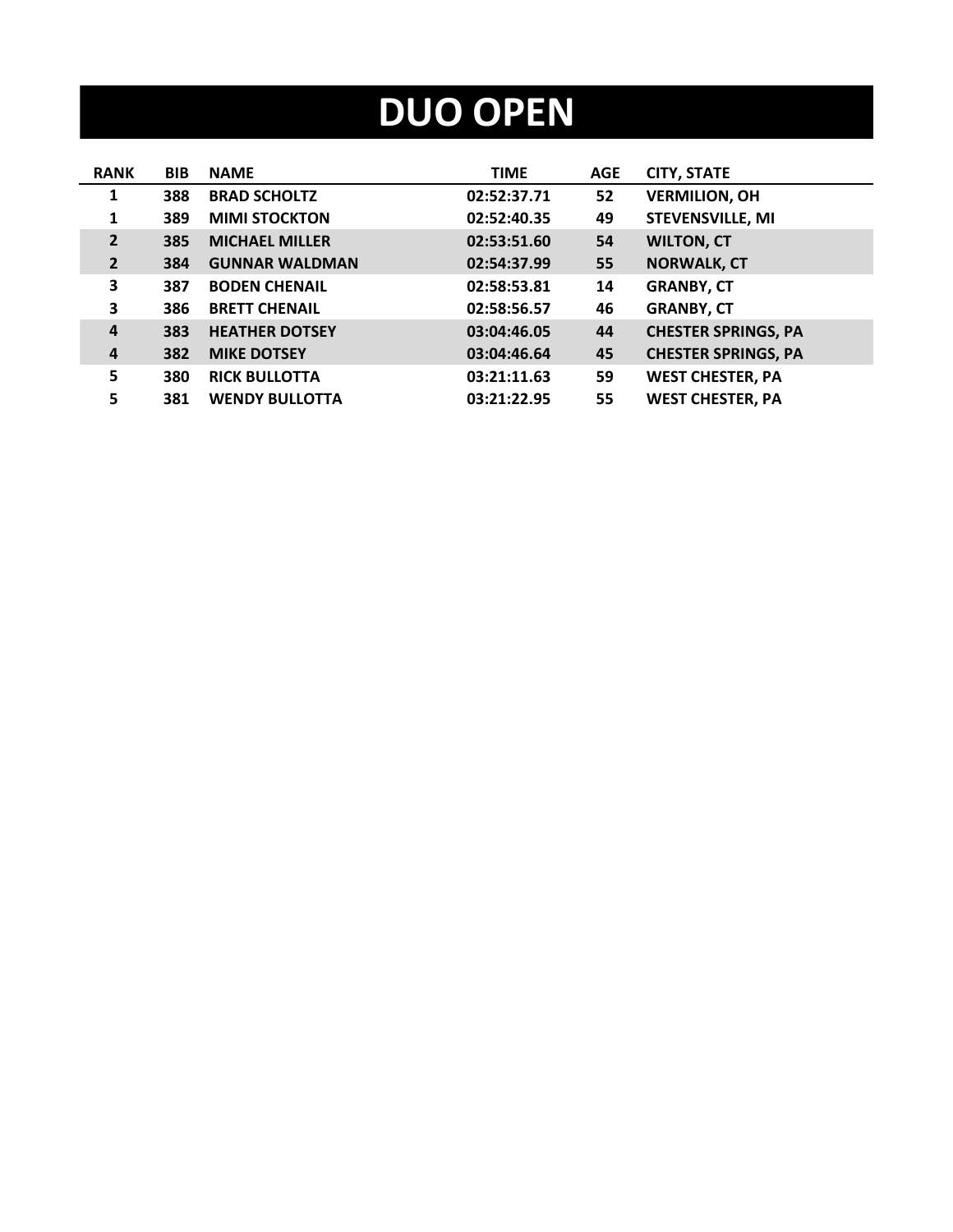# DUO OPEN

| RANK | BIB | NAME | TIME | AGE | CITY, STATE |
|---|---|---|---|---|---|
| 1 | 388 | BRAD SCHOLTZ | 02:52:37.71 | 52 | VERMILION, OH |
| 1 | 389 | MIMI STOCKTON | 02:52:40.35 | 49 | STEVENSVILLE, MI |
| 2 | 385 | MICHAEL MILLER | 02:53:51.60 | 54 | WILTON, CT |
| 2 | 384 | GUNNAR WALDMAN | 02:54:37.99 | 55 | NORWALK, CT |
| 3 | 387 | BODEN CHENAIL | 02:58:53.81 | 14 | GRANBY, CT |
| 3 | 386 | BRETT CHENAIL | 02:58:56.57 | 46 | GRANBY, CT |
| 4 | 383 | HEATHER DOTSEY | 03:04:46.05 | 44 | CHESTER SPRINGS, PA |
| 4 | 382 | MIKE DOTSEY | 03:04:46.64 | 45 | CHESTER SPRINGS, PA |
| 5 | 380 | RICK BULLOTTA | 03:21:11.63 | 59 | WEST CHESTER, PA |
| 5 | 381 | WENDY BULLOTTA | 03:21:22.95 | 55 | WEST CHESTER, PA |